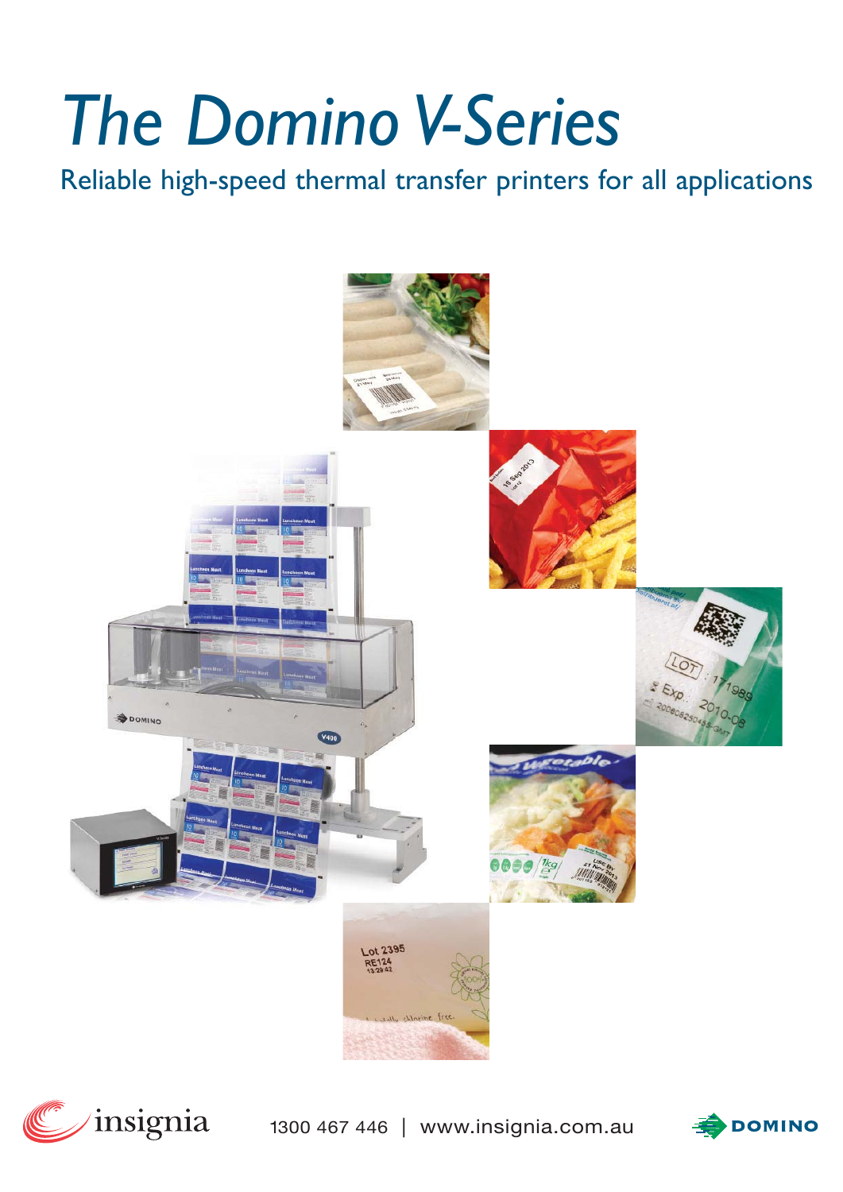# *The Domino V-Series*

Reliable high-speed thermal transfer printers for all applications

insignia

1300 467 446 | www.insignia.com.au

DOMINO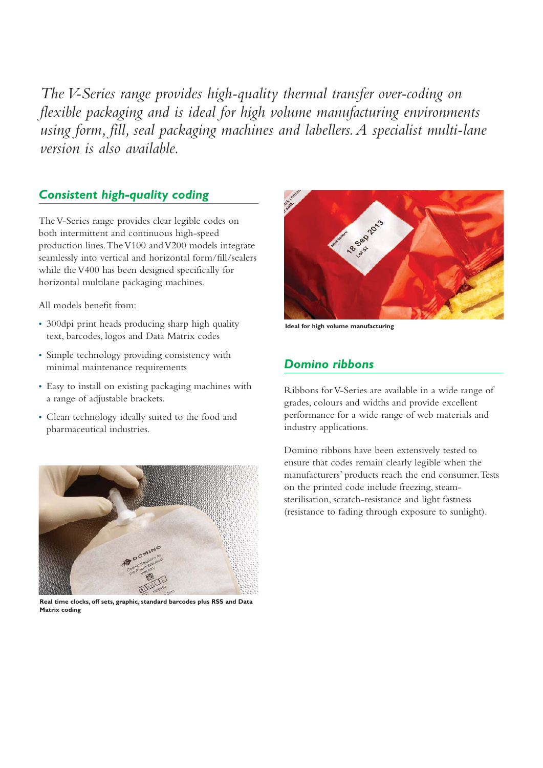*The V-Series range provides high-quality thermal transfer over-coding on flexible packaging and is ideal for high volume manufacturing environments using form, fill, seal packaging machines and labellers. A specialist multi-lane version is also available.*

## *Consistent high-quality coding*

The V-Series range provides clear legible codes on both intermittent and continuous high-speed production lines. The V100 and V200 models integrate seamlessly into vertical and horizontal form/fill/sealers while the V400 has been designed specifically for horizontal multilane packaging machines.

All models benefit from:

- 300dpi print heads producing sharp high quality text, barcodes, logos and Data Matrix codes
- Simple technology providing consistency with minimal maintenance requirements
- Easy to install on existing packaging machines with a range of adjustable brackets.
- Clean technology ideally suited to the food and pharmaceutical industries.

**Real time clocks, off sets, graphic, standard barcodes plus RSS and Data Matrix coding**

**Ideal for high volume manufacturing**

## *Domino ribbons*

Ribbons for V-Series are available in a wide range of grades, colours and widths and provide excellent performance for a wide range of web materials and industry applications.

Domino ribbons have been extensively tested to ensure that codes remain clearly legible when the manufacturers' products reach the end consumer. Tests on the printed code include freezing, steam-sterilisation, scratch-resistance and light fastness (resistance to fading through exposure to sunlight).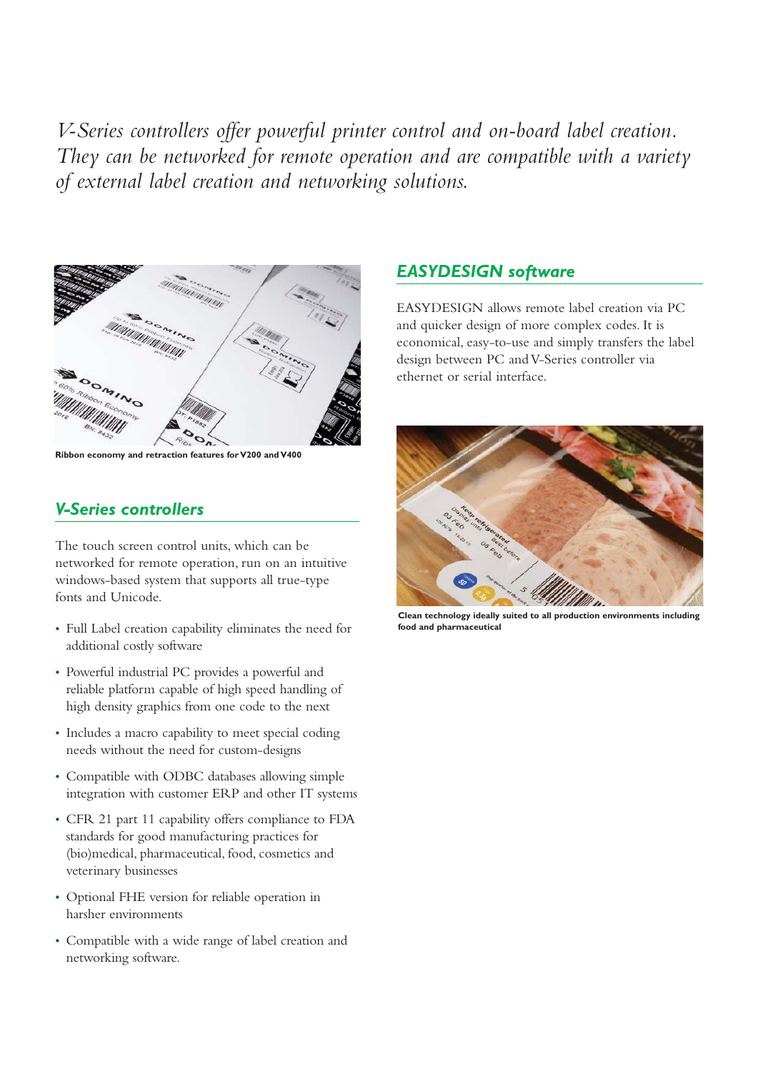*V-Series controllers offer powerful printer control and on-board label creation. They can be networked for remote operation and are compatible with a variety of external label creation and networking solutions.*

**Ribbon economy and retraction features for V200 and V400**

## *V-Series controllers*

The touch screen control units, which can be networked for remote operation, run on an intuitive windows-based system that supports all true-type fonts and Unicode.

- Full Label creation capability eliminates the need for additional costly software
- Powerful industrial PC provides a powerful and reliable platform capable of high speed handling of high density graphics from one code to the next
- Includes a macro capability to meet special coding needs without the need for custom-designs
- Compatible with ODBC databases allowing simple integration with customer ERP and other IT systems
- CFR 21 part 11 capability offers compliance to FDA standards for good manufacturing practices for (bio)medical, pharmaceutical, food, cosmetics and veterinary businesses
- Optional FHE version for reliable operation in harsher environments
- Compatible with a wide range of label creation and networking software.

## *EASYDESIGN software*

EASYDESIGN allows remote label creation via PC and quicker design of more complex codes. It is economical, easy-to-use and simply transfers the label design between PC and V-Series controller via ethernet or serial interface.

**Clean technology ideally suited to all production environments including food and pharmaceutical**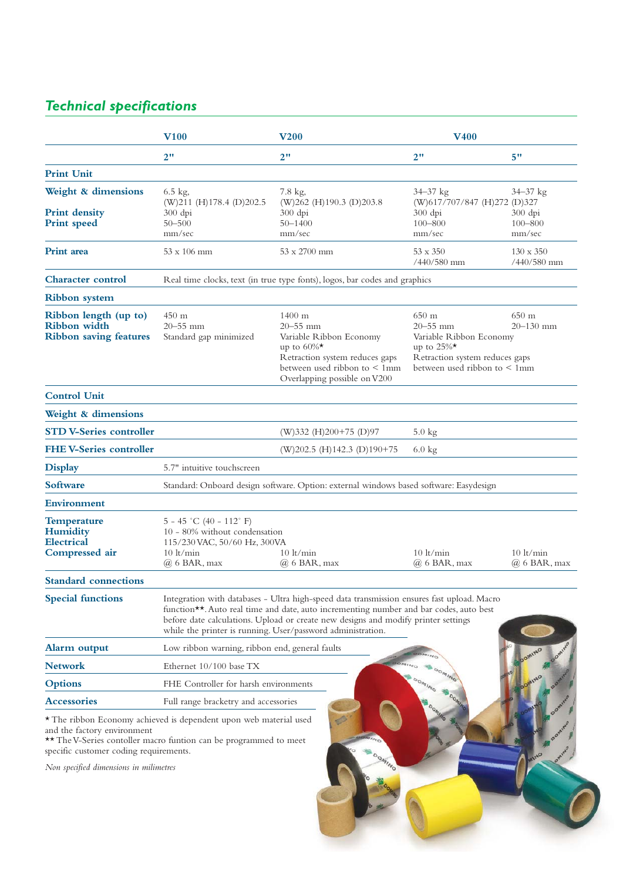## Technical specifications

| | V100 | V200 | V400 | |
|---|---|---|---|---|
| | 2" | 2" | 2" | 5" |
| **Print Unit** | | | | |
| **Weight & dimensions** | 6.5 kg, (W)211 (H)178.4 (D)202.5 | 7.8 kg, (W)262 (H)190.3 (D)203.8 | 34–37 kg (W)617/707/847 (H)272 (D)327 | 34–37 kg |
| **Print density** | 300 dpi | 300 dpi | 300 dpi | 300 dpi |
| **Print speed** | 50–500 mm/sec | 50–1400 mm/sec | 100–800 mm/sec | 100–800 mm/sec |
| **Print area** | 53 x 106 mm | 53 x 2700 mm | 53 x 350 /440/580 mm | 130 x 350 /440/580 mm |
| **Character control** | Real time clocks, text (in true type fonts), logos, bar codes and graphics | | | |
| **Ribbon system** | | | | |
| **Ribbon length (up to)** | 450 m | 1400 m | 650 m | 650 m |
| **Ribbon width** | 20–55 mm | 20–55 mm | 20–55 mm | 20–130 mm |
| **Ribbon saving features** | Standard gap minimized | Variable Ribbon Economy up to 60%* Retraction system reduces gaps between used ribbon to < 1mm Overlapping possible on V200 | Variable Ribbon Economy up to 25%* Retraction system reduces gaps between used ribbon to < 1mm | |
| **Control Unit** | | | | |
| **Weight & dimensions** | | | | |
| **STD V-Series controller** | | (W)332 (H)200+75 (D)97 | 5.0 kg | |
| **FHE V-Series controller** | | (W)202.5 (H)142.3 (D)190+75 | 6.0 kg | |
| **Display** | 5.7" intuitive touchscreen | | | |
| **Software** | Standard: Onboard design software. Option: external windows based software: Easydesign | | | |
| **Environment** | | | | |
| **Temperature** | 5 - 45 °C (40 - 112° F) | | | |
| **Humidity** | 10 - 80% without condensation | | | |
| **Electrical** | 115/230 VAC, 50/60 Hz, 300VA | | | |
| **Compressed air** | 10 lt/min @ 6 BAR, max | 10 lt/min @ 6 BAR, max | 10 lt/min @ 6 BAR, max | 10 lt/min @ 6 BAR, max |
| **Standard connections** | | | | |
| **Special functions** | Integration with databases - Ultra high-speed data transmission ensures fast upload. Macro function**. Auto real time and date, auto incrementing number and bar codes, auto best before date calculations. Upload or create new designs and modify printer settings while the printer is running. User/password administration. | | | |
| **Alarm output** | Low ribbon warning, ribbon end, general faults | | | |
| **Network** | Ethernet 10/100 base TX | | | |
| **Options** | FHE Controller for harsh environments | | | |
| **Accessories** | Full range bracketry and accessories | | | |

* The ribbon Economy achieved is dependent upon web material used and the factory environment

** The V-Series contoller macro funtion can be programmed to meet specific customer coding requirements.

*Non specified dimensions in milimetres*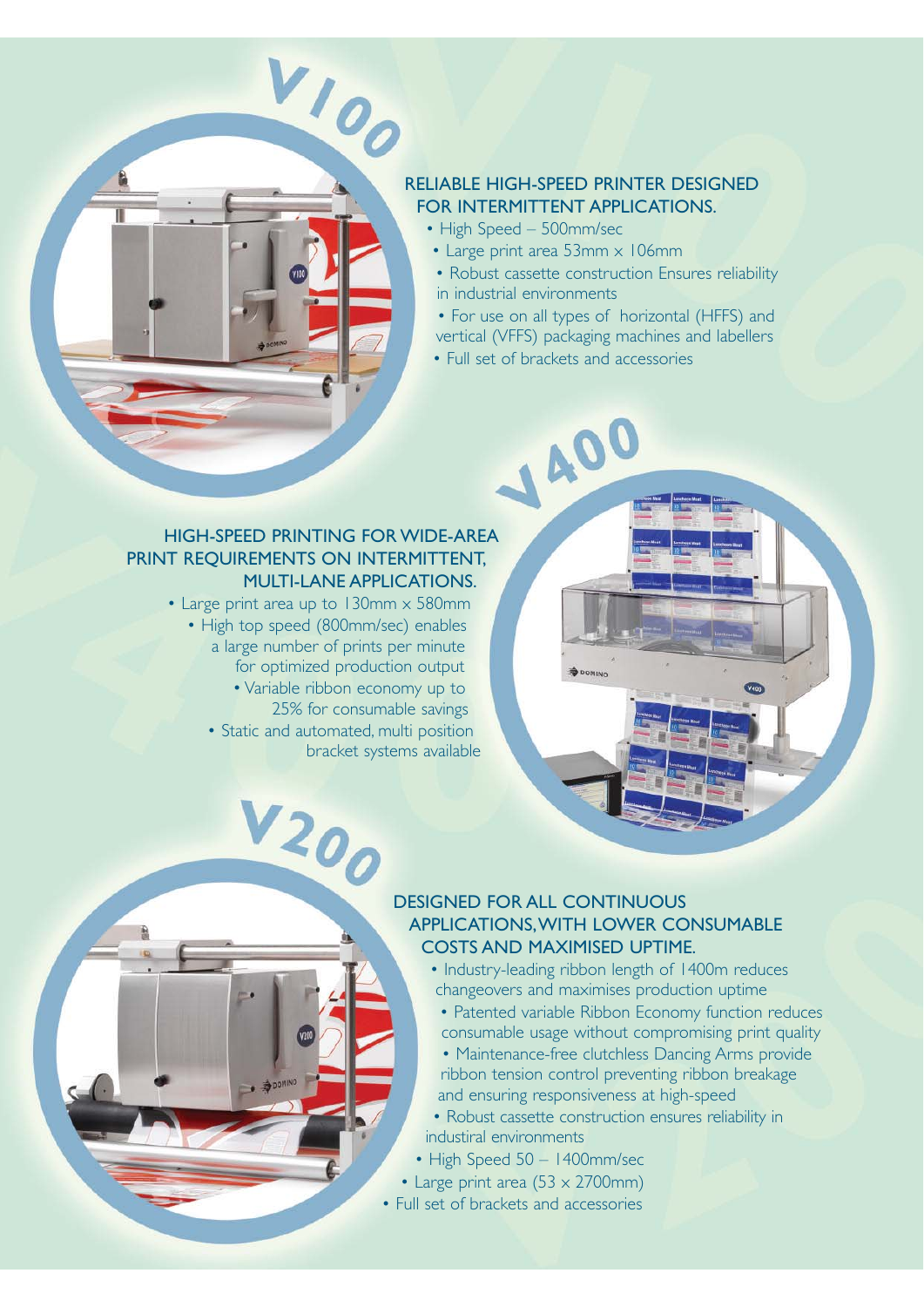## V100

### RELIABLE HIGH-SPEED PRINTER DESIGNED FOR INTERMITTENT APPLICATIONS.

- High Speed – 500mm/sec
- Large print area 53mm x 106mm
- Robust cassette construction Ensures reliability in industrial environments
- For use on all types of horizontal (HFFS) and vertical (VFFS) packaging machines and labellers
- Full set of brackets and accessories

## V400

### HIGH-SPEED PRINTING FOR WIDE-AREA PRINT REQUIREMENTS ON INTERMITTENT, MULTI-LANE APPLICATIONS.

- Large print area up to 130mm x 580mm
- High top speed (800mm/sec) enables a large number of prints per minute for optimized production output
- Variable ribbon economy up to 25% for consumable savings
- Static and automated, multi position bracket systems available

## V200

### DESIGNED FOR ALL CONTINUOUS APPLICATIONS, WITH LOWER CONSUMABLE COSTS AND MAXIMISED UPTIME.

- Industry-leading ribbon length of 1400m reduces changeovers and maximises production uptime
- Patented variable Ribbon Economy function reduces consumable usage without compromising print quality
- Maintenance-free clutchless Dancing Arms provide ribbon tension control preventing ribbon breakage and ensuring responsiveness at high-speed
- Robust cassette construction ensures reliability in industrial environments
- High Speed 50 – 1400mm/sec
- Large print area (53 x 2700mm)
- Full set of brackets and accessories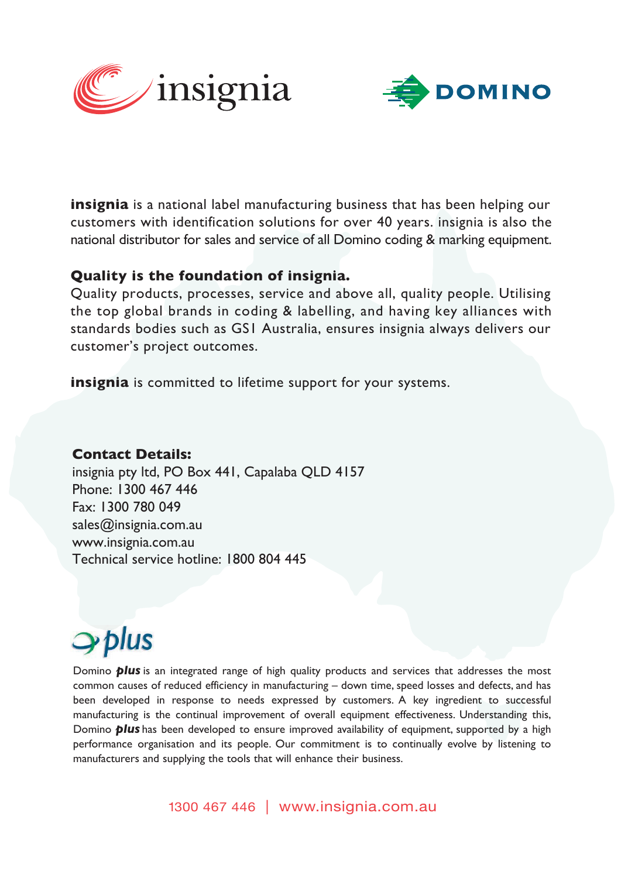insignia

DOMINO

**insignia** is a national label manufacturing business that has been helping our customers with identification solutions for over 40 years. insignia is also the national distributor for sales and service of all Domino coding & marking equipment.

**Quality is the foundation of insignia.**
Quality products, processes, service and above all, quality people. Utilising the top global brands in coding & labelling, and having key alliances with standards bodies such as GS1 Australia, ensures insignia always delivers our customer's project outcomes.

**insignia** is committed to lifetime support for your systems.

**Contact Details:**
insignia pty ltd, PO Box 441, Capalaba QLD 4157
Phone: 1300 467 446
Fax: 1300 780 049
sales@insignia.com.au
www.insignia.com.au
Technical service hotline: 1800 804 445

plus

Domino ***plus*** is an integrated range of high quality products and services that addresses the most common causes of reduced efficiency in manufacturing – down time, speed losses and defects, and has been developed in response to needs expressed by customers. A key ingredient to successful manufacturing is the continual improvement of overall equipment effectiveness. Understanding this, Domino ***plus*** has been developed to ensure improved availability of equipment, supported by a high performance organisation and its people. Our commitment is to continually evolve by listening to manufacturers and supplying the tools that will enhance their business.

1300 467 446 | www.insignia.com.au